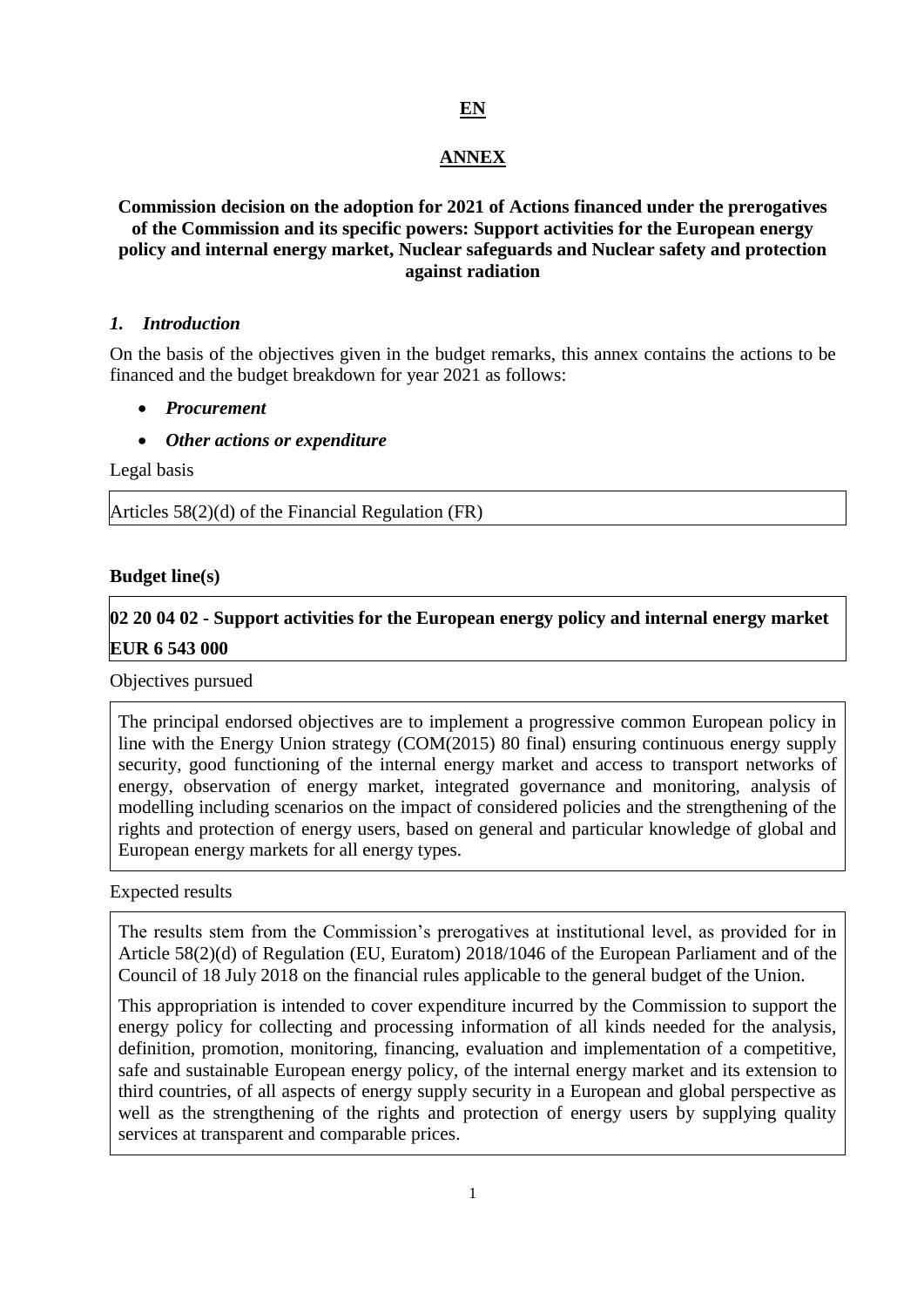**EN**

**ANNEX**

**Commission decision on the adoption for 2021 of Actions financed under the prerogatives of the Commission and its specific powers: Support activities for the European energy policy and internal energy market, Nuclear safeguards and Nuclear safety and protection against radiation**

## *1. Introduction*

On the basis of the objectives given in the budget remarks, this annex contains the actions to be financed and the budget breakdown for year 2021 as follows:

- ***Procurement***
- ***Other actions or expenditure***

Legal basis

| Articles 58(2)(d) of the Financial Regulation (FR) |
|---|

**Budget line(s)**

| **02 20 04 02 - Support activities for the European energy policy and internal energy market** |
|---|
| **EUR 6 543 000** |

Objectives pursued

| The principal endorsed objectives are to implement a progressive common European policy in line with the Energy Union strategy (COM(2015) 80 final) ensuring continuous energy supply security, good functioning of the internal energy market and access to transport networks of energy, observation of energy market, integrated governance and monitoring, analysis of modelling including scenarios on the impact of considered policies and the strengthening of the rights and protection of energy users, based on general and particular knowledge of global and European energy markets for all energy types. |
|---|

Expected results

| The results stem from the Commission's prerogatives at institutional level, as provided for in Article 58(2)(d) of Regulation (EU, Euratom) 2018/1046 of the European Parliament and of the Council of 18 July 2018 on the financial rules applicable to the general budget of the Union. This appropriation is intended to cover expenditure incurred by the Commission to support the energy policy for collecting and processing information of all kinds needed for the analysis, definition, promotion, monitoring, financing, evaluation and implementation of a competitive, safe and sustainable European energy policy, of the internal energy market and its extension to third countries, of all aspects of energy supply security in a European and global perspective as well as the strengthening of the rights and protection of energy users by supplying quality services at transparent and comparable prices. |
|---|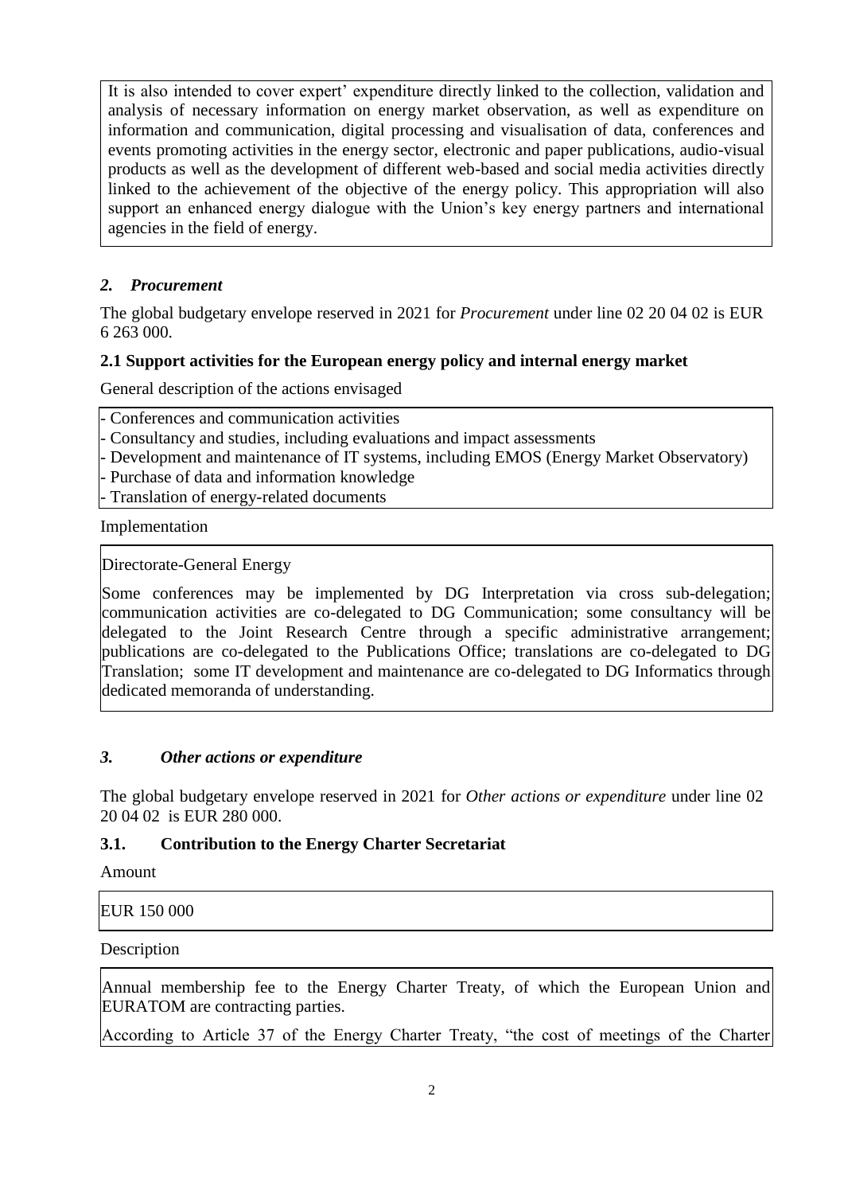It is also intended to cover expert' expenditure directly linked to the collection, validation and analysis of necessary information on energy market observation, as well as expenditure on information and communication, digital processing and visualisation of data, conferences and events promoting activities in the energy sector, electronic and paper publications, audio-visual products as well as the development of different web-based and social media activities directly linked to the achievement of the objective of the energy policy. This appropriation will also support an enhanced energy dialogue with the Union's key energy partners and international agencies in the field of energy.

## *2. Procurement*

The global budgetary envelope reserved in 2021 for *Procurement* under line 02 20 04 02 is EUR 6 263 000.

### 2.1 Support activities for the European energy policy and internal energy market

General description of the actions envisaged

- Conferences and communication activities
- Consultancy and studies, including evaluations and impact assessments
- Development and maintenance of IT systems, including EMOS (Energy Market Observatory)
- Purchase of data and information knowledge
- Translation of energy-related documents

Implementation

Directorate-General Energy

Some conferences may be implemented by DG Interpretation via cross sub-delegation; communication activities are co-delegated to DG Communication; some consultancy will be delegated to the Joint Research Centre through a specific administrative arrangement; publications are co-delegated to the Publications Office; translations are co-delegated to DG Translation; some IT development and maintenance are co-delegated to DG Informatics through dedicated memoranda of understanding.

## *3. Other actions or expenditure*

The global budgetary envelope reserved in 2021 for *Other actions or expenditure* under line 02 20 04 02 is EUR 280 000.

### 3.1. Contribution to the Energy Charter Secretariat

Amount

EUR 150 000

Description

Annual membership fee to the Energy Charter Treaty, of which the European Union and EURATOM are contracting parties.

According to Article 37 of the Energy Charter Treaty, "the cost of meetings of the Charter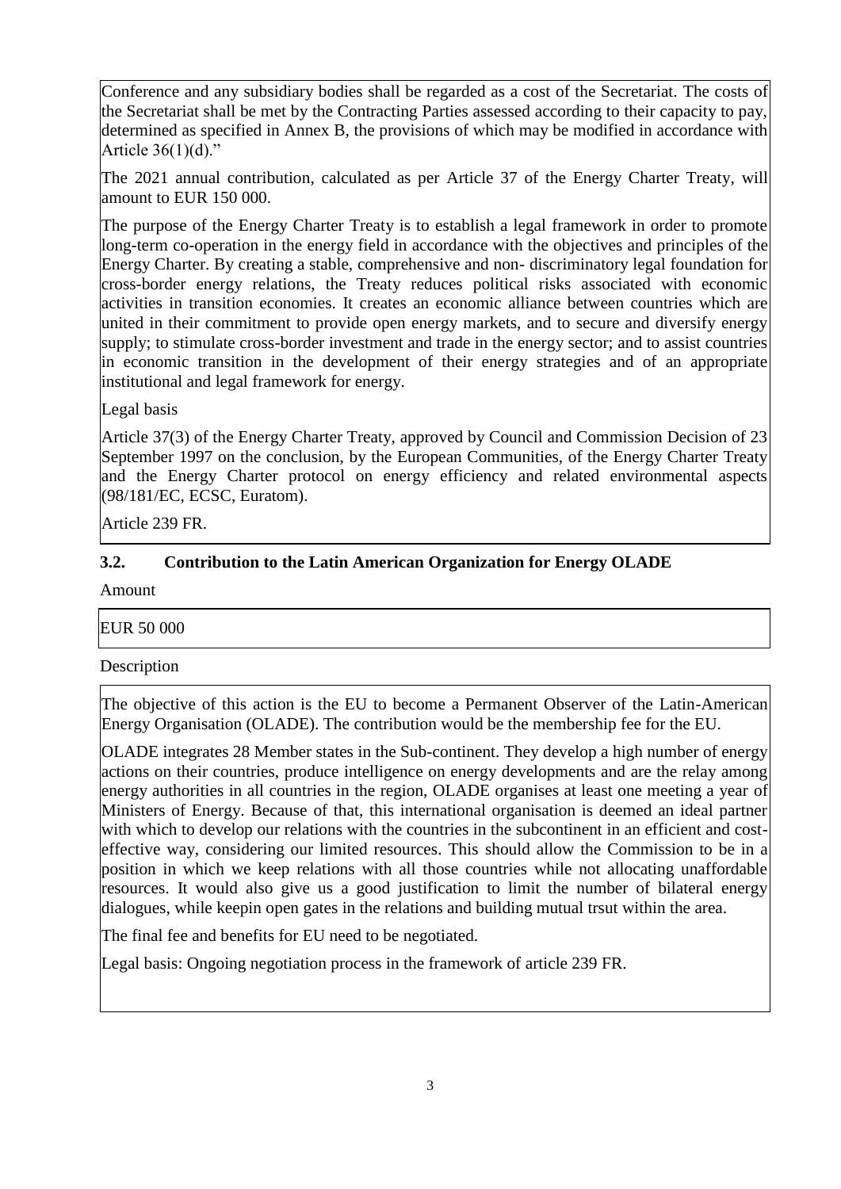Conference and any subsidiary bodies shall be regarded as a cost of the Secretariat. The costs of the Secretariat shall be met by the Contracting Parties assessed according to their capacity to pay, determined as specified in Annex B, the provisions of which may be modified in accordance with Article 36(1)(d)."

The 2021 annual contribution, calculated as per Article 37 of the Energy Charter Treaty, will amount to EUR 150 000.

The purpose of the Energy Charter Treaty is to establish a legal framework in order to promote long-term co-operation in the energy field in accordance with the objectives and principles of the Energy Charter. By creating a stable, comprehensive and non- discriminatory legal foundation for cross-border energy relations, the Treaty reduces political risks associated with economic activities in transition economies. It creates an economic alliance between countries which are united in their commitment to provide open energy markets, and to secure and diversify energy supply; to stimulate cross-border investment and trade in the energy sector; and to assist countries in economic transition in the development of their energy strategies and of an appropriate institutional and legal framework for energy.

Legal basis

Article 37(3) of the Energy Charter Treaty, approved by Council and Commission Decision of 23 September 1997 on the conclusion, by the European Communities, of the Energy Charter Treaty and the Energy Charter protocol on energy efficiency and related environmental aspects (98/181/EC, ECSC, Euratom).

Article 239 FR.

### 3.2. Contribution to the Latin American Organization for Energy OLADE

Amount

EUR 50 000

Description

The objective of this action is the EU to become a Permanent Observer of the Latin-American Energy Organisation (OLADE). The contribution would be the membership fee for the EU.

OLADE integrates 28 Member states in the Sub-continent. They develop a high number of energy actions on their countries, produce intelligence on energy developments and are the relay among energy authorities in all countries in the region, OLADE organises at least one meeting a year of Ministers of Energy. Because of that, this international organisation is deemed an ideal partner with which to develop our relations with the countries in the subcontinent in an efficient and cost-effective way, considering our limited resources. This should allow the Commission to be in a position in which we keep relations with all those countries while not allocating unaffordable resources. It would also give us a good justification to limit the number of bilateral energy dialogues, while keepin open gates in the relations and building mutual trsut within the area.

The final fee and benefits for EU need to be negotiated.

Legal basis: Ongoing negotiation process in the framework of article 239 FR.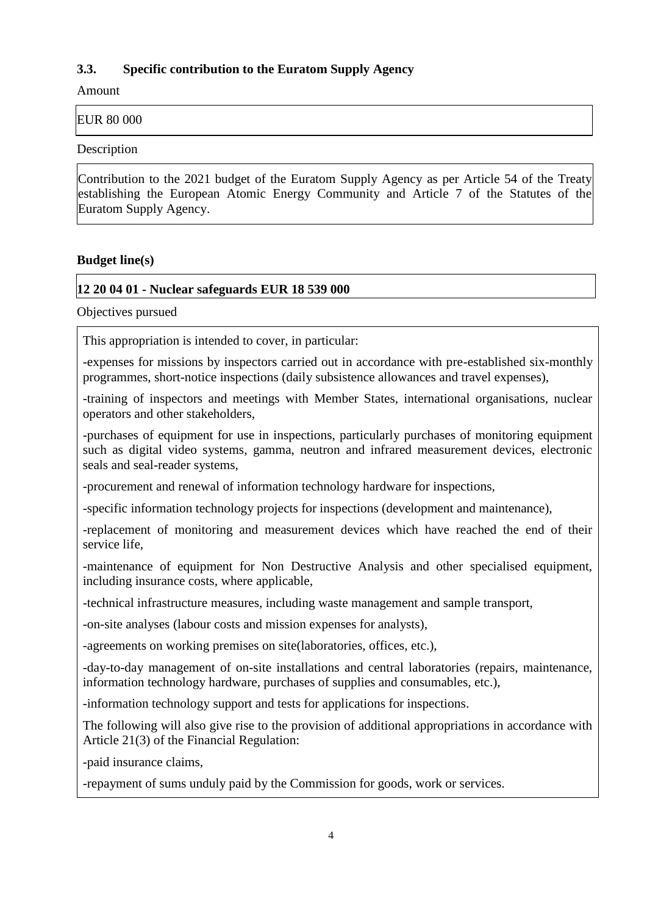### 3.3. Specific contribution to the Euratom Supply Agency

Amount

EUR 80 000

Description

Contribution to the 2021 budget of the Euratom Supply Agency as per Article 54 of the Treaty establishing the European Atomic Energy Community and Article 7 of the Statutes of the Euratom Supply Agency.

**Budget line(s)**

**12 20 04 01 - Nuclear safeguards EUR 18 539 000**

Objectives pursued

This appropriation is intended to cover, in particular:

-expenses for missions by inspectors carried out in accordance with pre-established six-monthly programmes, short-notice inspections (daily subsistence allowances and travel expenses),

-training of inspectors and meetings with Member States, international organisations, nuclear operators and other stakeholders,

-purchases of equipment for use in inspections, particularly purchases of monitoring equipment such as digital video systems, gamma, neutron and infrared measurement devices, electronic seals and seal-reader systems,

-procurement and renewal of information technology hardware for inspections,

-specific information technology projects for inspections (development and maintenance),

-replacement of monitoring and measurement devices which have reached the end of their service life,

-maintenance of equipment for Non Destructive Analysis and other specialised equipment, including insurance costs, where applicable,

-technical infrastructure measures, including waste management and sample transport,

-on-site analyses (labour costs and mission expenses for analysts),

-agreements on working premises on site(laboratories, offices, etc.),

-day-to-day management of on-site installations and central laboratories (repairs, maintenance, information technology hardware, purchases of supplies and consumables, etc.),

-information technology support and tests for applications for inspections.

The following will also give rise to the provision of additional appropriations in accordance with Article 21(3) of the Financial Regulation:

-paid insurance claims,

-repayment of sums unduly paid by the Commission for goods, work or services.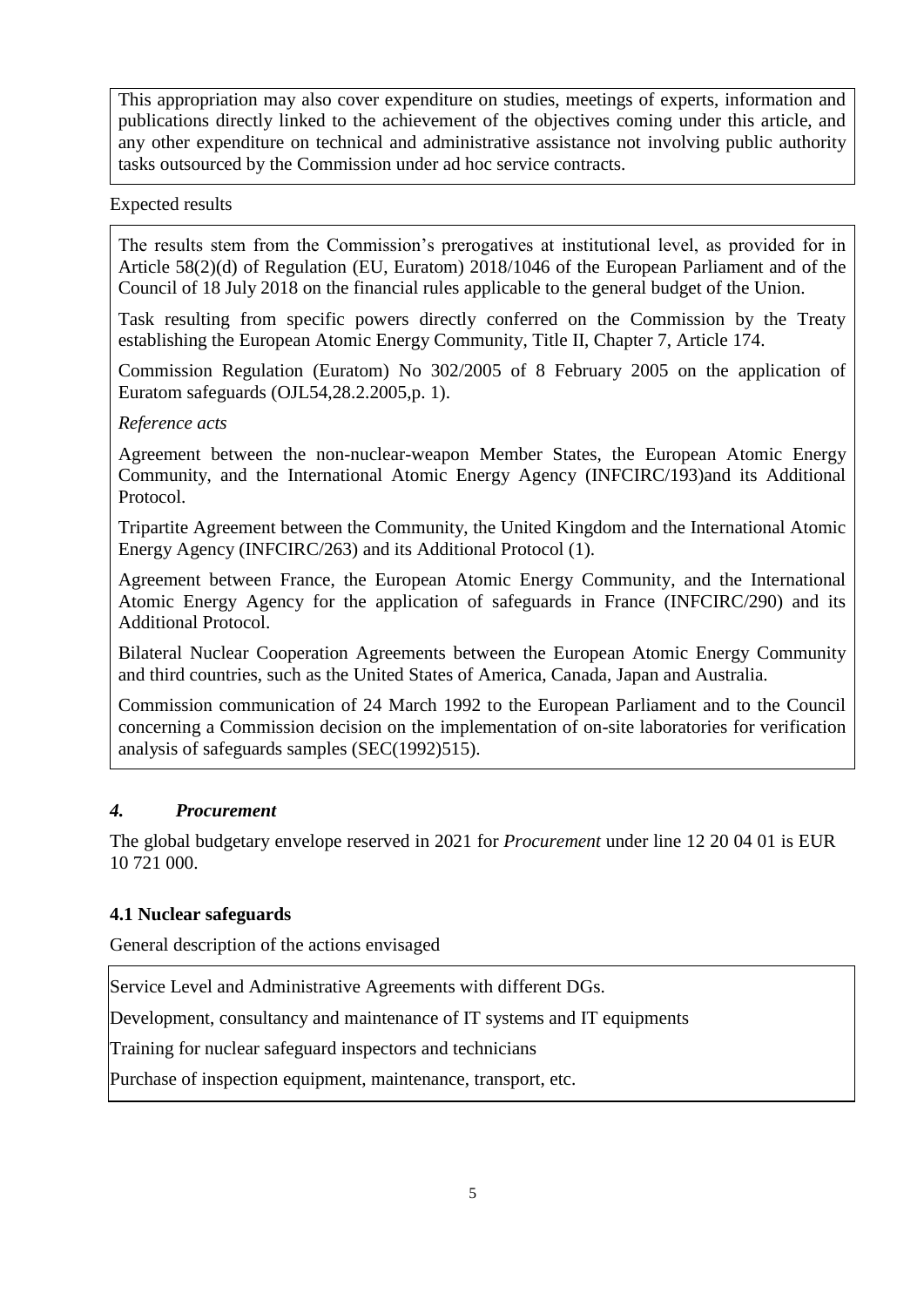This appropriation may also cover expenditure on studies, meetings of experts, information and publications directly linked to the achievement of the objectives coming under this article, and any other expenditure on technical and administrative assistance not involving public authority tasks outsourced by the Commission under ad hoc service contracts.

Expected results

The results stem from the Commission's prerogatives at institutional level, as provided for in Article 58(2)(d) of Regulation (EU, Euratom) 2018/1046 of the European Parliament and of the Council of 18 July 2018 on the financial rules applicable to the general budget of the Union.

Task resulting from specific powers directly conferred on the Commission by the Treaty establishing the European Atomic Energy Community, Title II, Chapter 7, Article 174.

Commission Regulation (Euratom) No 302/2005 of 8 February 2005 on the application of Euratom safeguards (OJL54,28.2.2005,p. 1).

*Reference acts*

Agreement between the non-nuclear-weapon Member States, the European Atomic Energy Community, and the International Atomic Energy Agency (INFCIRC/193)and its Additional Protocol.

Tripartite Agreement between the Community, the United Kingdom and the International Atomic Energy Agency (INFCIRC/263) and its Additional Protocol (1).

Agreement between France, the European Atomic Energy Community, and the International Atomic Energy Agency for the application of safeguards in France (INFCIRC/290) and its Additional Protocol.

Bilateral Nuclear Cooperation Agreements between the European Atomic Energy Community and third countries, such as the United States of America, Canada, Japan and Australia.

Commission communication of 24 March 1992 to the European Parliament and to the Council concerning a Commission decision on the implementation of on-site laboratories for verification analysis of safeguards samples (SEC(1992)515).

## *4. Procurement*

The global budgetary envelope reserved in 2021 for *Procurement* under line 12 20 04 01 is EUR 10 721 000.

### 4.1 Nuclear safeguards

General description of the actions envisaged

Service Level and Administrative Agreements with different DGs.

Development, consultancy and maintenance of IT systems and IT equipments

Training for nuclear safeguard inspectors and technicians

Purchase of inspection equipment, maintenance, transport, etc.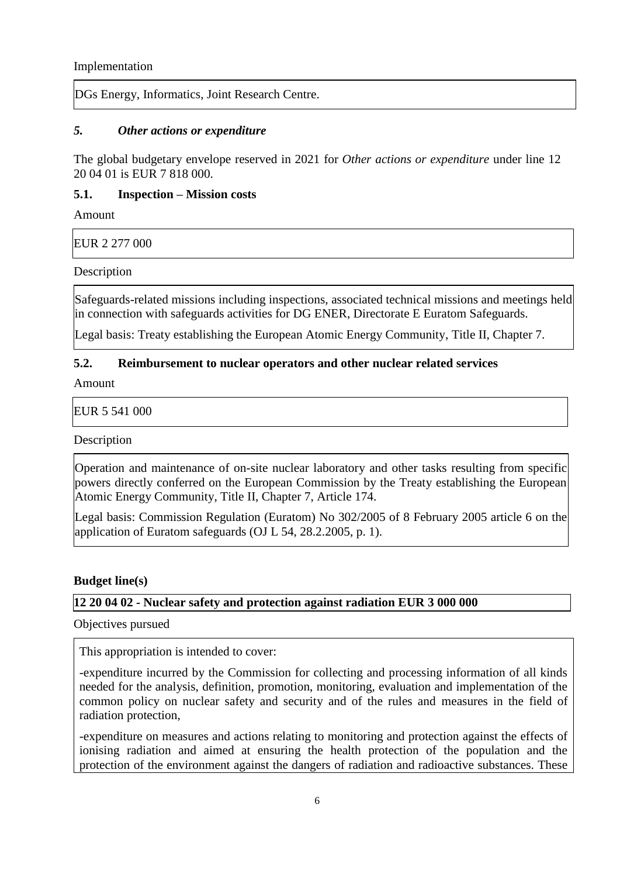Implementation

DGs Energy, Informatics, Joint Research Centre.

### *5. Other actions or expenditure*

The global budgetary envelope reserved in 2021 for *Other actions or expenditure* under line 12 20 04 01 is EUR 7 818 000.

#### 5.1. Inspection – Mission costs

Amount

EUR 2 277 000

Description

Safeguards-related missions including inspections, associated technical missions and meetings held in connection with safeguards activities for DG ENER, Directorate E Euratom Safeguards.

Legal basis: Treaty establishing the European Atomic Energy Community, Title II, Chapter 7.

#### 5.2. Reimbursement to nuclear operators and other nuclear related services

Amount

EUR 5 541 000

Description

Operation and maintenance of on-site nuclear laboratory and other tasks resulting from specific powers directly conferred on the European Commission by the Treaty establishing the European Atomic Energy Community, Title II, Chapter 7, Article 174.

Legal basis: Commission Regulation (Euratom) No 302/2005 of 8 February 2005 article 6 on the application of Euratom safeguards (OJ L 54, 28.2.2005, p. 1).

**Budget line(s)**

**12 20 04 02 - Nuclear safety and protection against radiation EUR 3 000 000**

Objectives pursued

This appropriation is intended to cover:

-expenditure incurred by the Commission for collecting and processing information of all kinds needed for the analysis, definition, promotion, monitoring, evaluation and implementation of the common policy on nuclear safety and security and of the rules and measures in the field of radiation protection,

-expenditure on measures and actions relating to monitoring and protection against the effects of ionising radiation and aimed at ensuring the health protection of the population and the protection of the environment against the dangers of radiation and radioactive substances. These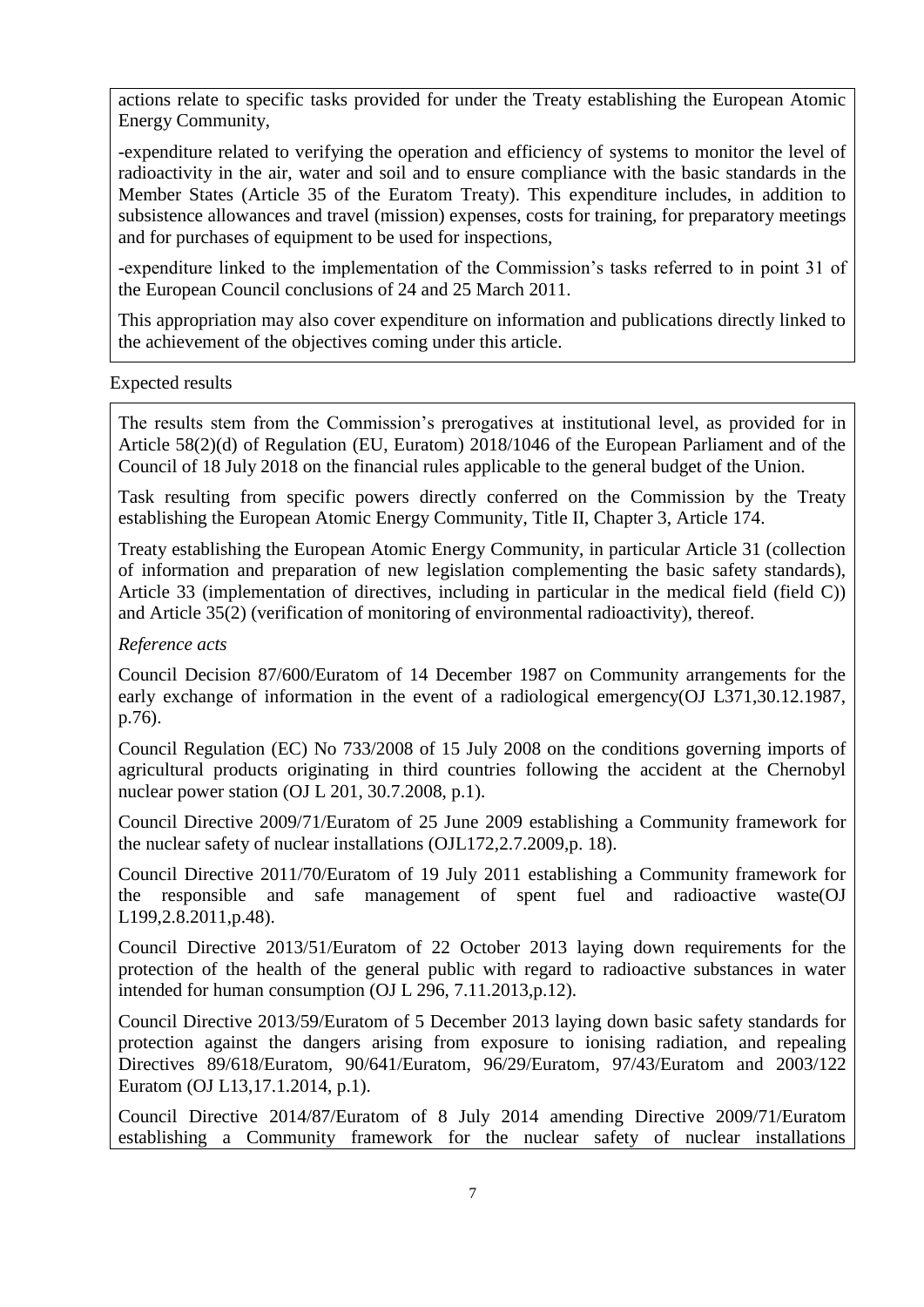actions relate to specific tasks provided for under the Treaty establishing the European Atomic Energy Community,

-expenditure related to verifying the operation and efficiency of systems to monitor the level of radioactivity in the air, water and soil and to ensure compliance with the basic standards in the Member States (Article 35 of the Euratom Treaty). This expenditure includes, in addition to subsistence allowances and travel (mission) expenses, costs for training, for preparatory meetings and for purchases of equipment to be used for inspections,

-expenditure linked to the implementation of the Commission's tasks referred to in point 31 of the European Council conclusions of 24 and 25 March 2011.

This appropriation may also cover expenditure on information and publications directly linked to the achievement of the objectives coming under this article.

Expected results

The results stem from the Commission's prerogatives at institutional level, as provided for in Article 58(2)(d) of Regulation (EU, Euratom) 2018/1046 of the European Parliament and of the Council of 18 July 2018 on the financial rules applicable to the general budget of the Union.

Task resulting from specific powers directly conferred on the Commission by the Treaty establishing the European Atomic Energy Community, Title II, Chapter 3, Article 174.

Treaty establishing the European Atomic Energy Community, in particular Article 31 (collection of information and preparation of new legislation complementing the basic safety standards), Article 33 (implementation of directives, including in particular in the medical field (field C)) and Article 35(2) (verification of monitoring of environmental radioactivity), thereof.

*Reference acts*

Council Decision 87/600/Euratom of 14 December 1987 on Community arrangements for the early exchange of information in the event of a radiological emergency(OJ L371,30.12.1987, p.76).

Council Regulation (EC) No 733/2008 of 15 July 2008 on the conditions governing imports of agricultural products originating in third countries following the accident at the Chernobyl nuclear power station (OJ L 201, 30.7.2008, p.1).

Council Directive 2009/71/Euratom of 25 June 2009 establishing a Community framework for the nuclear safety of nuclear installations (OJL172,2.7.2009,p. 18).

Council Directive 2011/70/Euratom of 19 July 2011 establishing a Community framework for the responsible and safe management of spent fuel and radioactive waste(OJ L199,2.8.2011,p.48).

Council Directive 2013/51/Euratom of 22 October 2013 laying down requirements for the protection of the health of the general public with regard to radioactive substances in water intended for human consumption (OJ L 296, 7.11.2013,p.12).

Council Directive 2013/59/Euratom of 5 December 2013 laying down basic safety standards for protection against the dangers arising from exposure to ionising radiation, and repealing Directives 89/618/Euratom, 90/641/Euratom, 96/29/Euratom, 97/43/Euratom and 2003/122 Euratom (OJ L13,17.1.2014, p.1).

Council Directive 2014/87/Euratom of 8 July 2014 amending Directive 2009/71/Euratom establishing a Community framework for the nuclear safety of nuclear installations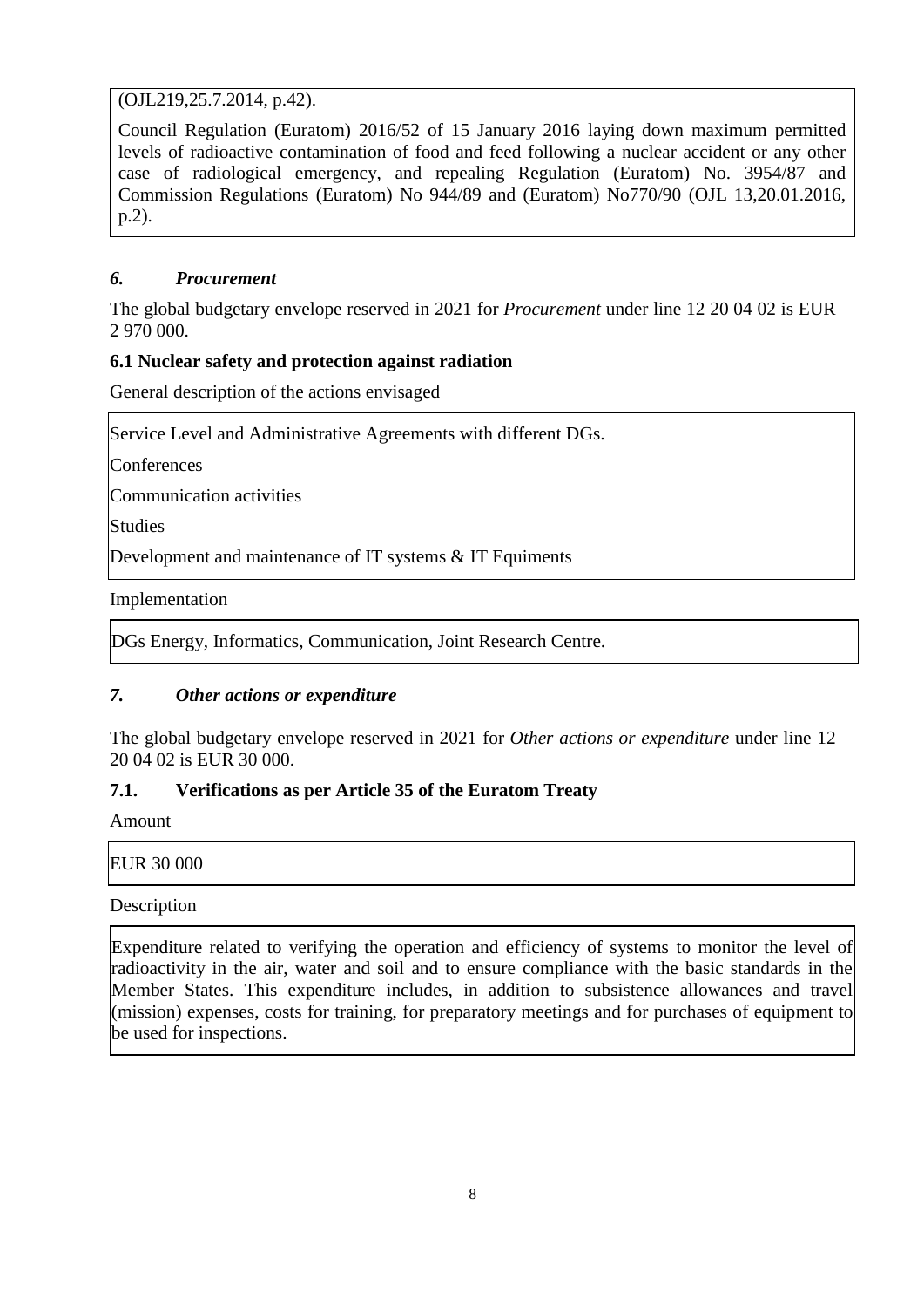(OJL219,25.7.2014, p.42).

Council Regulation (Euratom) 2016/52 of 15 January 2016 laying down maximum permitted levels of radioactive contamination of food and feed following a nuclear accident or any other case of radiological emergency, and repealing Regulation (Euratom) No. 3954/87 and Commission Regulations (Euratom) No 944/89 and (Euratom) No770/90 (OJL 13,20.01.2016, p.2).

## *6. Procurement*

The global budgetary envelope reserved in 2021 for *Procurement* under line 12 20 04 02 is EUR 2 970 000.

### 6.1 Nuclear safety and protection against radiation

General description of the actions envisaged

Service Level and Administrative Agreements with different DGs.

Conferences

Communication activities

Studies

Development and maintenance of IT systems & IT Equiments

Implementation

DGs Energy, Informatics, Communication, Joint Research Centre.

## *7. Other actions or expenditure*

The global budgetary envelope reserved in 2021 for *Other actions or expenditure* under line 12 20 04 02 is EUR 30 000.

### 7.1. Verifications as per Article 35 of the Euratom Treaty

Amount

EUR 30 000

Description

Expenditure related to verifying the operation and efficiency of systems to monitor the level of radioactivity in the air, water and soil and to ensure compliance with the basic standards in the Member States. This expenditure includes, in addition to subsistence allowances and travel (mission) expenses, costs for training, for preparatory meetings and for purchases of equipment to be used for inspections.